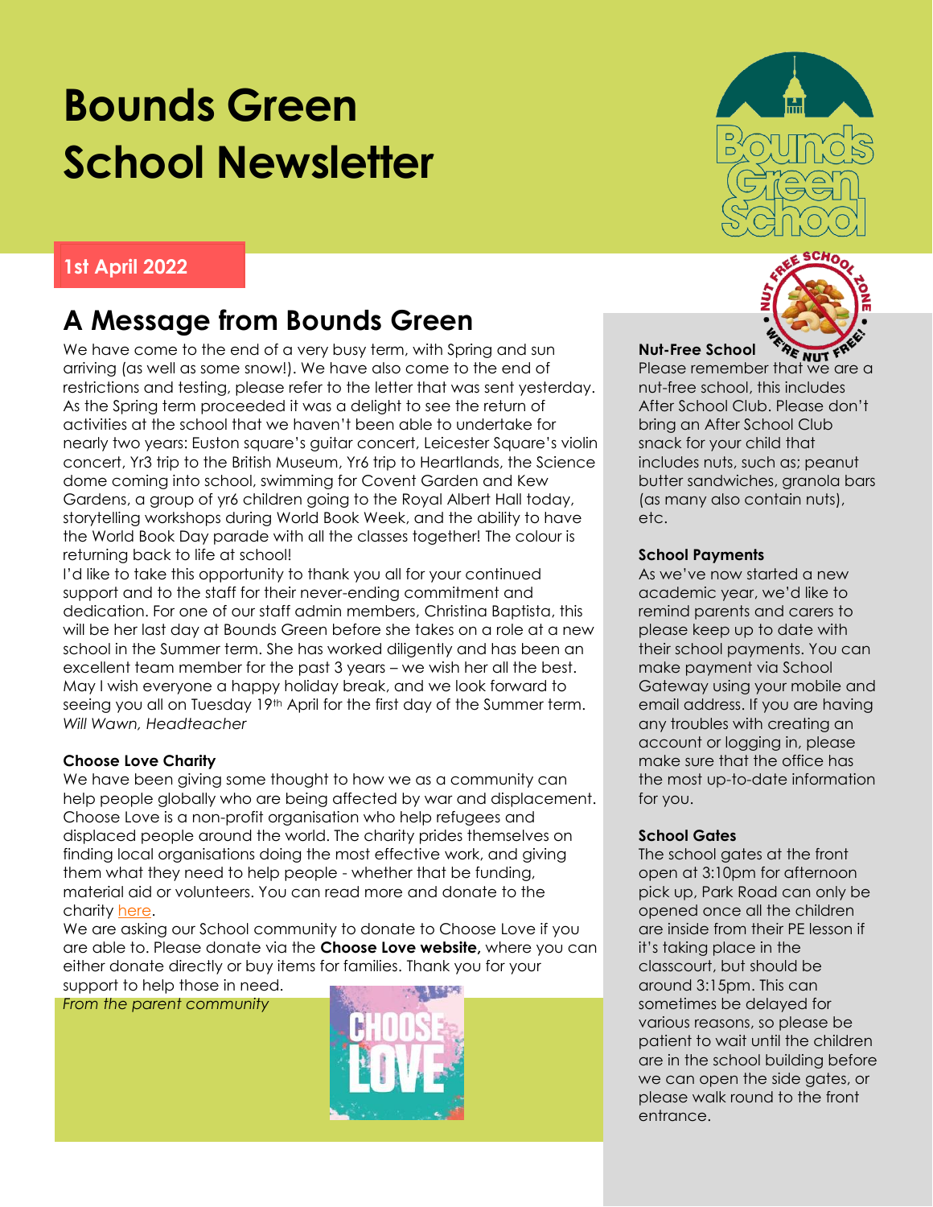# Bounds Green School Newsletter

**1st April 2022**

## A Message from Bounds Green

We have come to the end of a very busy term, with Spring and sun arriving (as well as some snow!). We have also come to the end of restrictions and testing, please refer to the letter that was sent yesterday. As the Spring term proceeded it was a delight to see the return of activities at the school that we haven't been able to undertake for nearly two years: Euston square's guitar concert, Leicester Square's violin concert, Yr3 trip to the British Museum, Yr6 trip to Heartlands, the Science dome coming into school, swimming for Covent Garden and Kew Gardens, a group of yr6 children going to the Royal Albert Hall today, storytelling workshops during World Book Week, and the ability to have the World Book Day parade with all the classes together! The colour is returning back to life at school!

I'd like to take this opportunity to thank you all for your continued support and to the staff for their never-ending commitment and dedication. For one of our staff admin members, Christina Baptista, this will be her last day at Bounds Green before she takes on a role at a new school in the Summer term. She has worked diligently and has been an excellent team member for the past 3 years – we wish her all the best. May I wish everyone a happy holiday break, and we look forward to seeing you all on Tuesday 19th April for the first day of the Summer term.

*Will Wawn, Headteacher*

### Choose Love Charity

We have been giving some thought to how we as a community can help people globally who are being affected by war and displacement. Choose Love is a non-profit organisation who help refugees and displaced people around the world. The charity prides themselves on finding local organisations doing the most effective work, and giving them what they need to help people - whether that be funding, material aid or volunteers. You can read more and donate to the charity here.

We are asking our School community to donate to Choose Love if you are able to. Please donate via the **Choose Love website,** where you can either donate directly or buy items for families. Thank you for your support to help those in need.

*From the parent community*

### Nut-Free School

Please remember that we are a nut-free school, this includes After School Club. Please don't bring an After School Club snack for your child that includes nuts, such as; peanut butter sandwiches, granola bars (as many also contain nuts), etc.

### School Payments

As we've now started a new academic year, we'd like to remind parents and carers to please keep up to date with their school payments. You can make payment via School Gateway using your mobile and email address. If you are having any troubles with creating an account or logging in, please make sure that the office has the most up-to-date information for you.

### School Gates

The school gates at the front open at 3:10pm for afternoon pick up, Park Road can only be opened once all the children are inside from their PE lesson if it's taking place in the classcourt, but should be around 3:15pm. This can sometimes be delayed for various reasons, so please be patient to wait until the children are in the school building before we can open the side gates, or please walk round to the front entrance.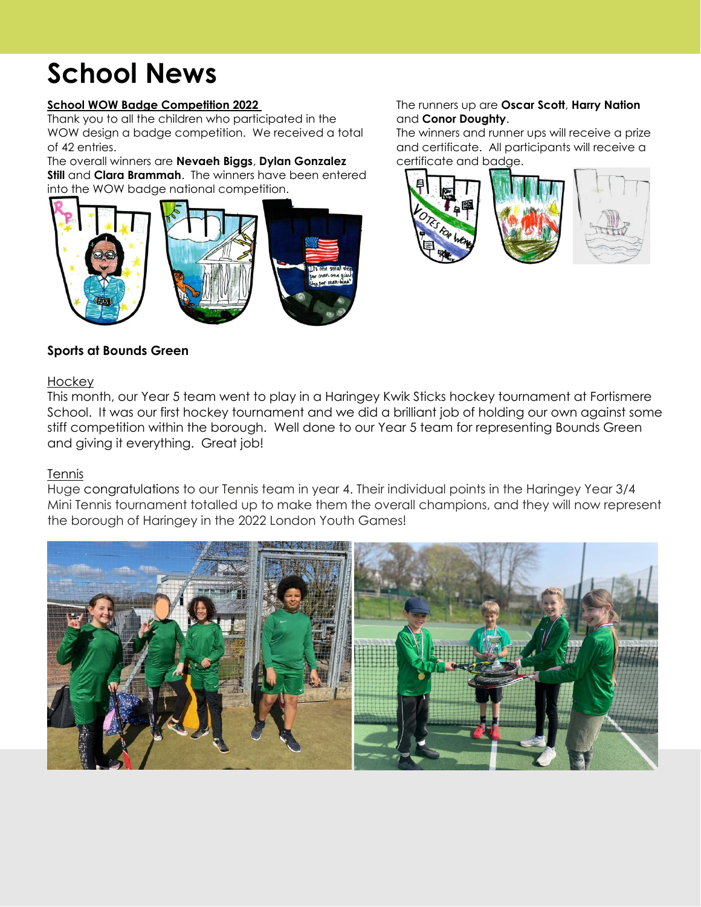# School News

**School WOW Badge Competition 2022**

Thank you to all the children who participated in the WOW design a badge competition. We received a total of 42 entries.

The overall winners are **Nevaeh Biggs**, **Dylan Gonzalez Still** and **Clara Brammah**. The winners have been entered into the WOW badge national competition.

The runners up are **Oscar Scott**, **Harry Nation** and **Conor Doughty**.

The winners and runner ups will receive a prize and certificate. All participants will receive a certificate and badge.

**Sports at Bounds Green**

Hockey

This month, our Year 5 team went to play in a Haringey Kwik Sticks hockey tournament at Fortismere School. It was our first hockey tournament and we did a brilliant job of holding our own against some stiff competition within the borough. Well done to our Year 5 team for representing Bounds Green and giving it everything. Great job!

Tennis

Huge congratulations to our Tennis team in year 4. Their individual points in the Haringey Year 3/4 Mini Tennis tournament totalled up to make them the overall champions, and they will now represent the borough of Haringey in the 2022 London Youth Games!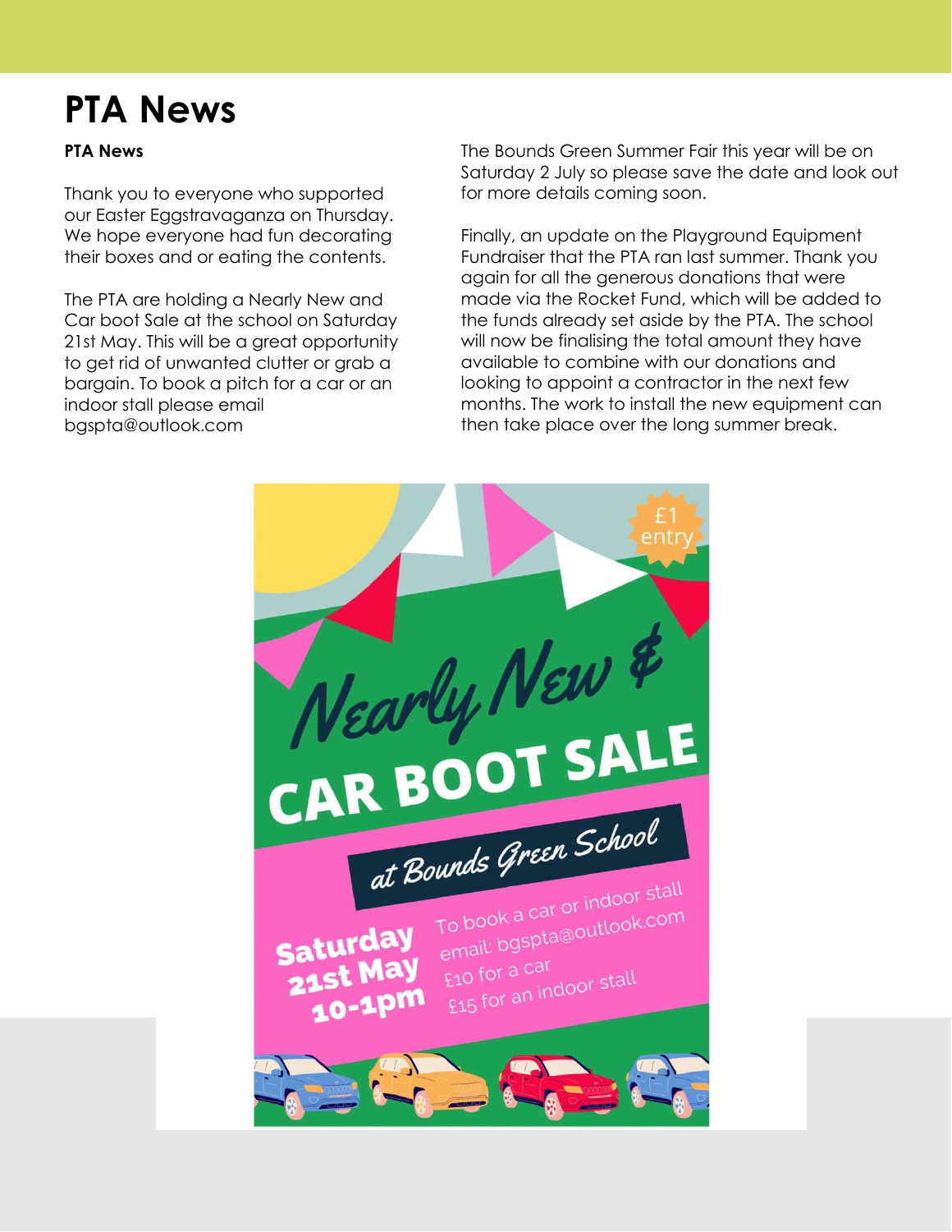# PTA News

**PTA News**

Thank you to everyone who supported our Easter Eggstravaganza on Thursday. We hope everyone had fun decorating their boxes and or eating the contents.

The PTA are holding a Nearly New and Car boot Sale at the school on Saturday 21st May. This will be a great opportunity to get rid of unwanted clutter or grab a bargain. To book a pitch for a car or an indoor stall please email bgspta@outlook.com

The Bounds Green Summer Fair this year will be on Saturday 2 July so please save the date and look out for more details coming soon.

Finally, an update on the Playground Equipment Fundraiser that the PTA ran last summer. Thank you again for all the generous donations that were made via the Rocket Fund, which will be added to the funds already set aside by the PTA. The school will now be finalising the total amount they have available to combine with our donations and looking to appoint a contractor in the next few months. The work to install the new equipment can then take place over the long summer break.

£1 entry

## Nearly New & CAR BOOT SALE

### at Bounds Green School

**Saturday 21st May 10-1pm**

To book a car or indoor stall
email: bgspta@outlook.com
£10 for a car
£15 for an indoor stall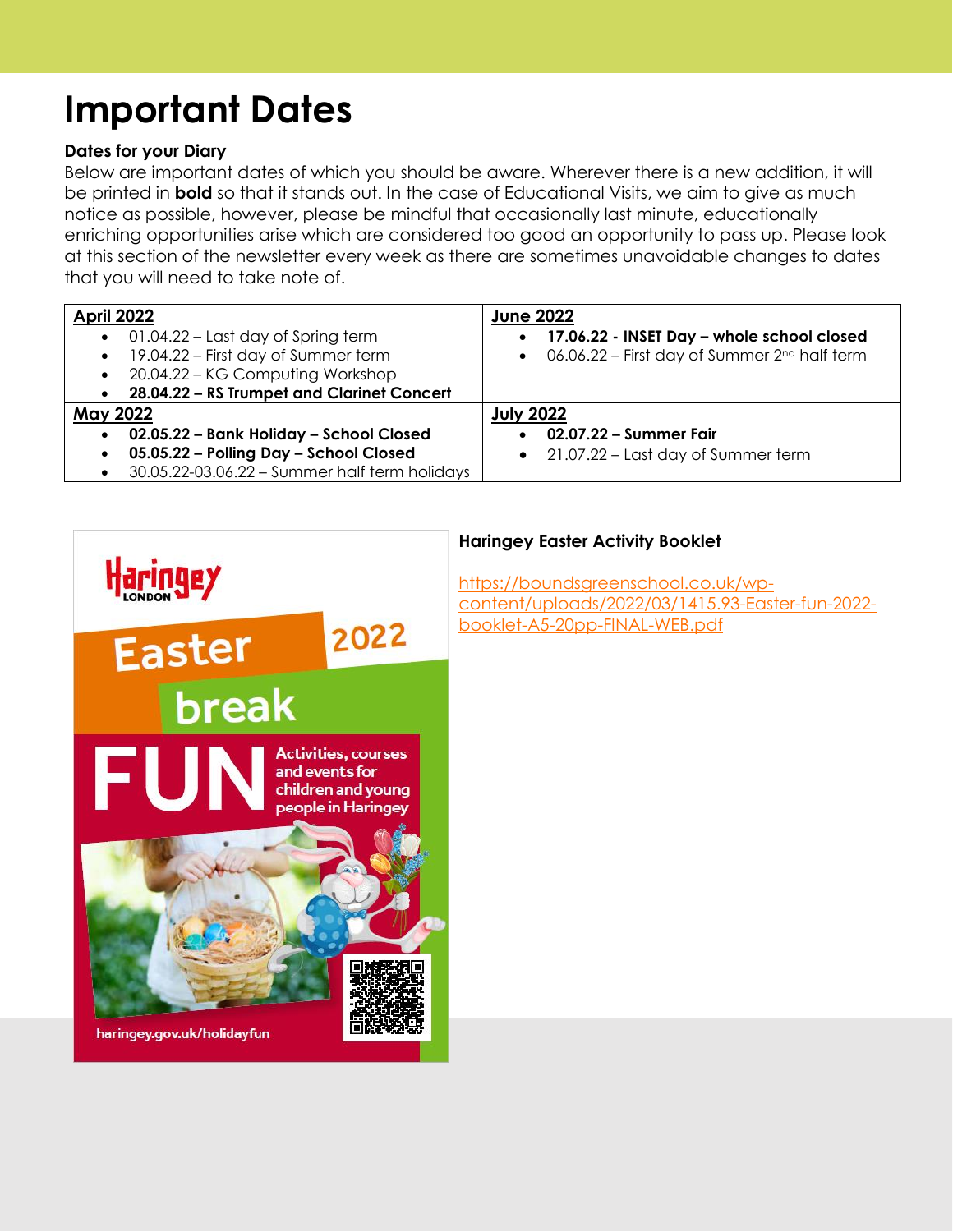# Important Dates

**Dates for your Diary**

Below are important dates of which you should be aware. Wherever there is a new addition, it will be printed in **bold** so that it stands out. In the case of Educational Visits, we aim to give as much notice as possible, however, please be mindful that occasionally last minute, educationally enriching opportunities arise which are considered too good an opportunity to pass up. Please look at this section of the newsletter every week as there are sometimes unavoidable changes to dates that you will need to take note of.

| April 2022 | June 2022 |
|---|---|
| • 01.04.22 – Last day of Spring term<br>• 19.04.22 – First day of Summer term<br>• 20.04.22 – KG Computing Workshop<br>• **28.04.22 – RS Trumpet and Clarinet Concert** | • **17.06.22 - INSET Day – whole school closed**<br>• 06.06.22 – First day of Summer 2nd half term |
| **May 2022** | **July 2022** |
| • **02.05.22 – Bank Holiday – School Closed**<br>• **05.05.22 – Polling Day – School Closed**<br>• 30.05.22-03.06.22 – Summer half term holidays | • **02.07.22 – Summer Fair**<br>• 21.07.22 – Last day of Summer term |

Haringey LONDON

Easter 2022 break

FUN Activities, courses and events for children and young people in Haringey

haringey.gov.uk/holidayfun

**Haringey Easter Activity Booklet**

https://boundsgreenschool.co.uk/wp-content/uploads/2022/03/1415.93-Easter-fun-2022-booklet-A5-20pp-FINAL-WEB.pdf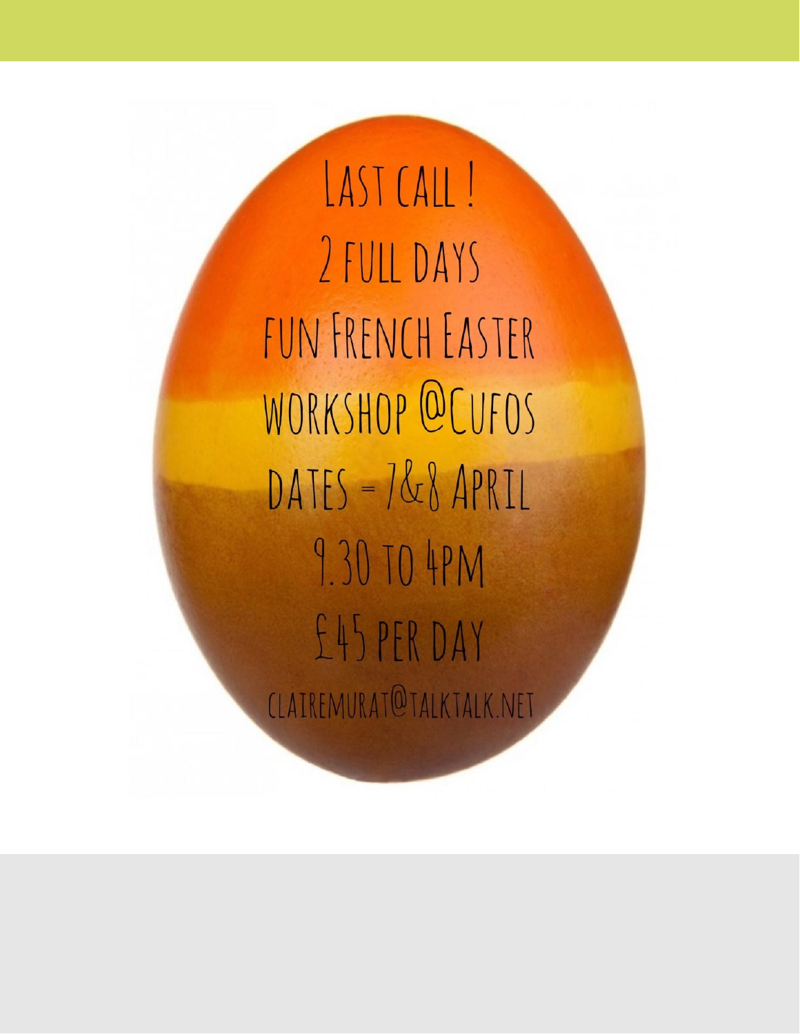# Last call !

2 full days

fun French Easter

workshop @Cufos

dates = 7&8 April

9.30 to 4pm

£45 per day

clairemurat@talktalk.net